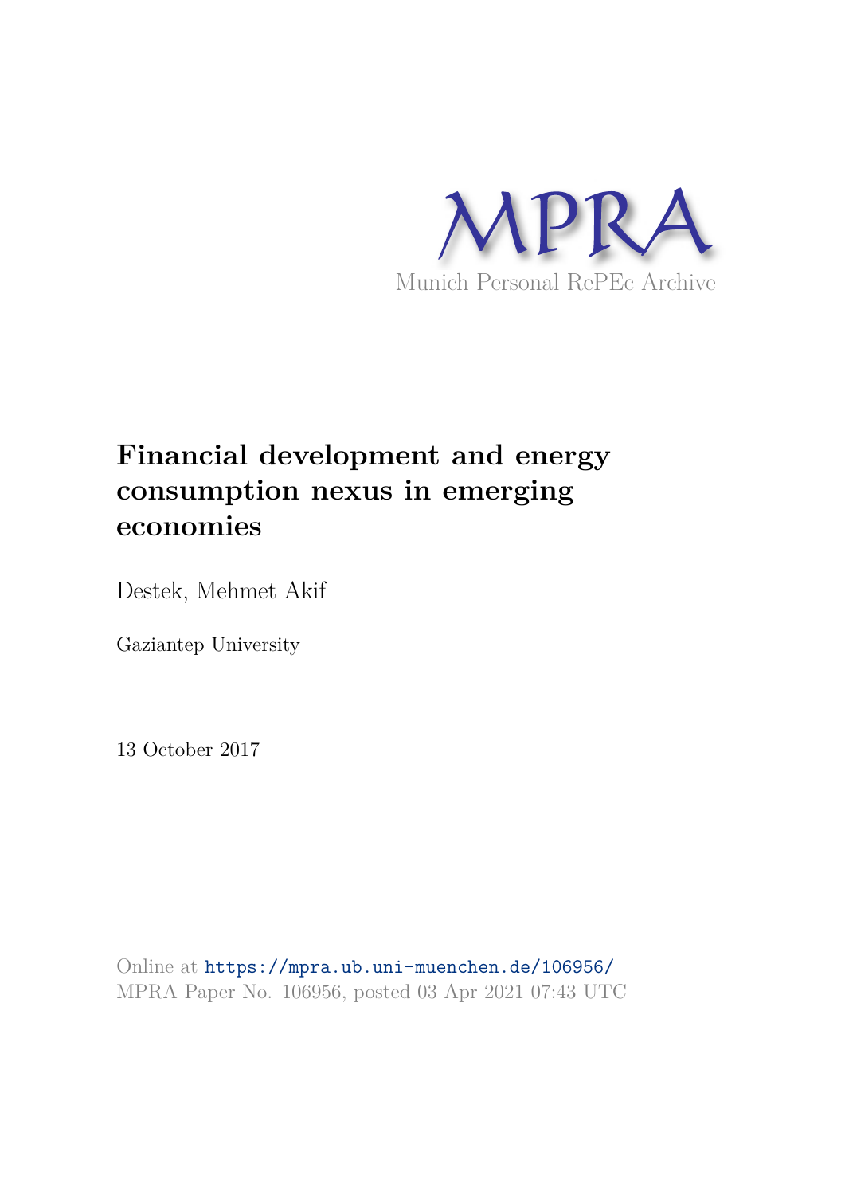MPRA

Munich Personal RePEc Archive

# Financial development and energy consumption nexus in emerging economies

Destek, Mehmet Akif

Gaziantep University

13 October 2017

Online at https://mpra.ub.uni-muenchen.de/106956/
MPRA Paper No. 106956, posted 03 Apr 2021 07:43 UTC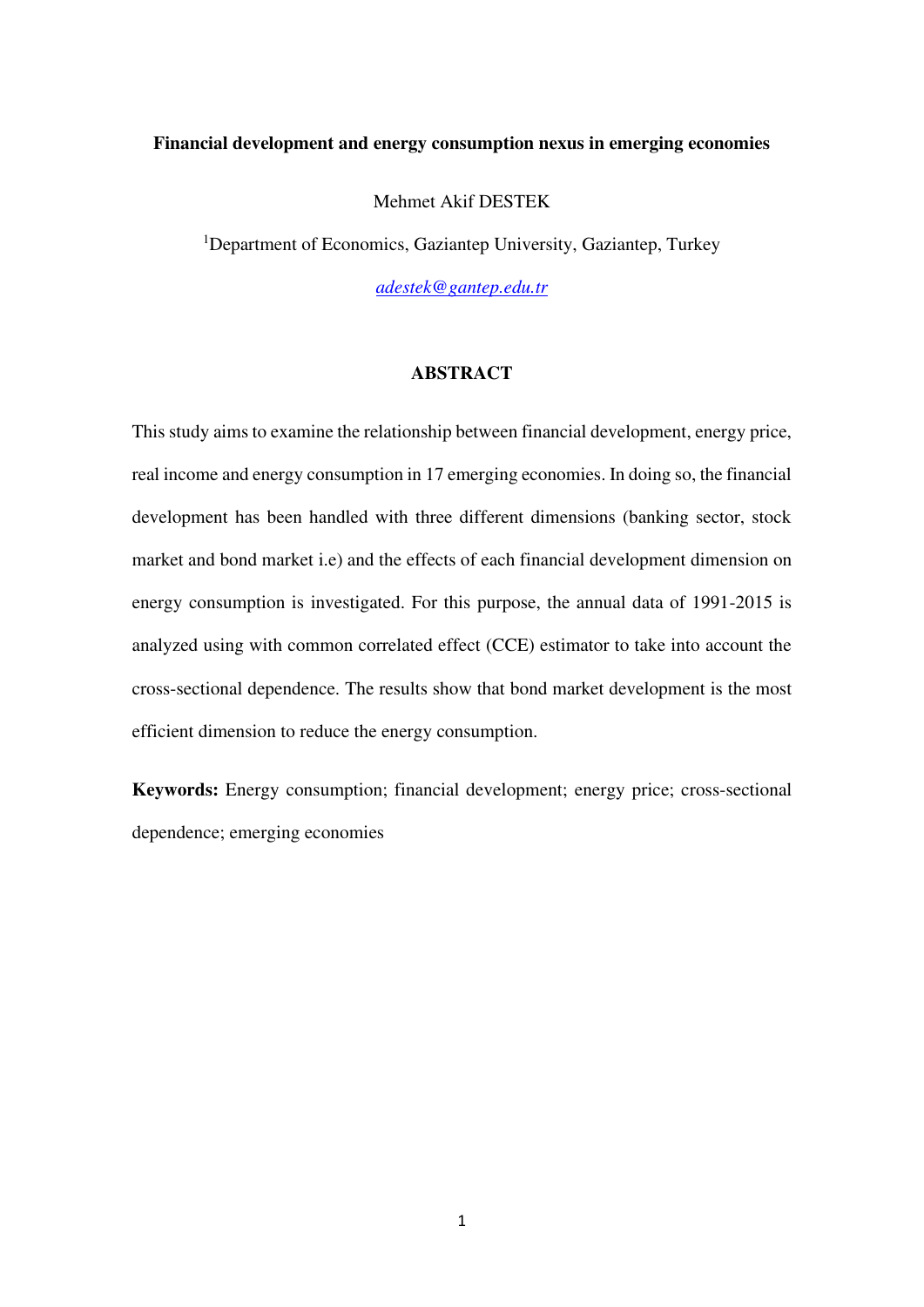**Financial development and energy consumption nexus in emerging economies**

Mehmet Akif DESTEK

[1]Department of Economics, Gaziantep University, Gaziantep, Turkey

adestek@gantep.edu.tr

## ABSTRACT

This study aims to examine the relationship between financial development, energy price, real income and energy consumption in 17 emerging economies. In doing so, the financial development has been handled with three different dimensions (banking sector, stock market and bond market i.e) and the effects of each financial development dimension on energy consumption is investigated. For this purpose, the annual data of 1991-2015 is analyzed using with common correlated effect (CCE) estimator to take into account the cross-sectional dependence. The results show that bond market development is the most efficient dimension to reduce the energy consumption.

**Keywords:** Energy consumption; financial development; energy price; cross-sectional dependence; emerging economies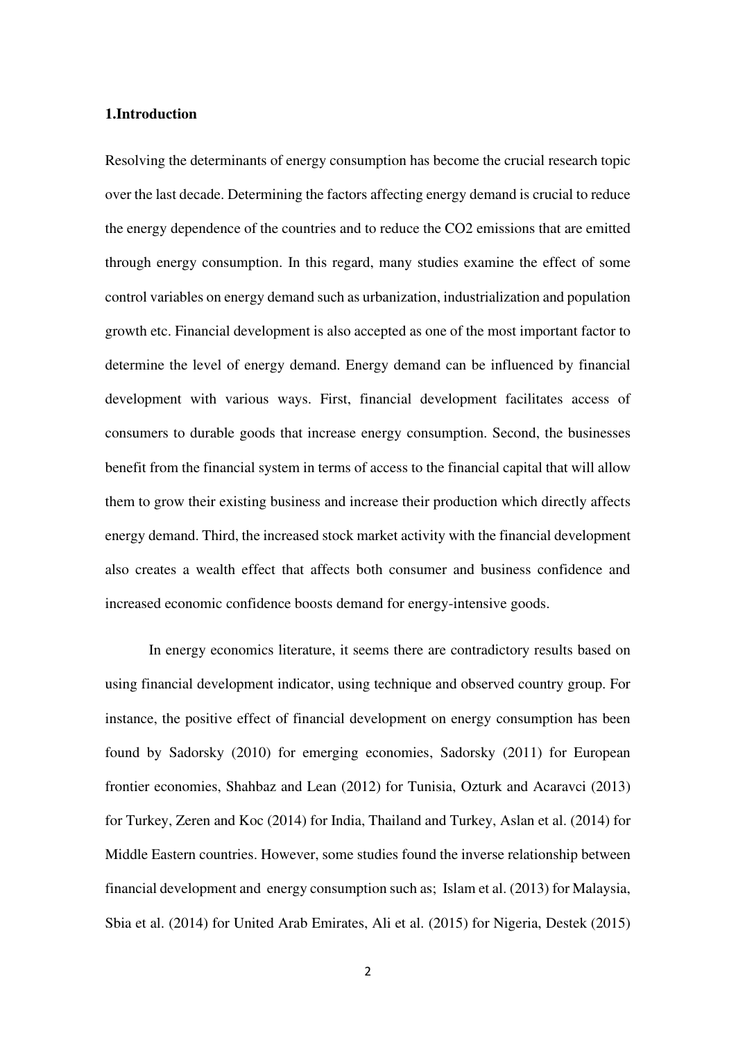## 1.Introduction

Resolving the determinants of energy consumption has become the crucial research topic over the last decade. Determining the factors affecting energy demand is crucial to reduce the energy dependence of the countries and to reduce the $CO_2$ emissions that are emitted through energy consumption. In this regard, many studies examine the effect of some control variables on energy demand such as urbanization, industrialization and population growth etc. Financial development is also accepted as one of the most important factor to determine the level of energy demand. Energy demand can be influenced by financial development with various ways. First, financial development facilitates access of consumers to durable goods that increase energy consumption. Second, the businesses benefit from the financial system in terms of access to the financial capital that will allow them to grow their existing business and increase their production which directly affects energy demand. Third, the increased stock market activity with the financial development also creates a wealth effect that affects both consumer and business confidence and increased economic confidence boosts demand for energy-intensive goods.

In energy economics literature, it seems there are contradictory results based on using financial development indicator, using technique and observed country group. For instance, the positive effect of financial development on energy consumption has been found by Sadorsky (2010) for emerging economies, Sadorsky (2011) for European frontier economies, Shahbaz and Lean (2012) for Tunisia, Ozturk and Acaravci (2013) for Turkey, Zeren and Koc (2014) for India, Thailand and Turkey, Aslan et al. (2014) for Middle Eastern countries. However, some studies found the inverse relationship between financial development and energy consumption such as; Islam et al. (2013) for Malaysia, Sbia et al. (2014) for United Arab Emirates, Ali et al. (2015) for Nigeria, Destek (2015)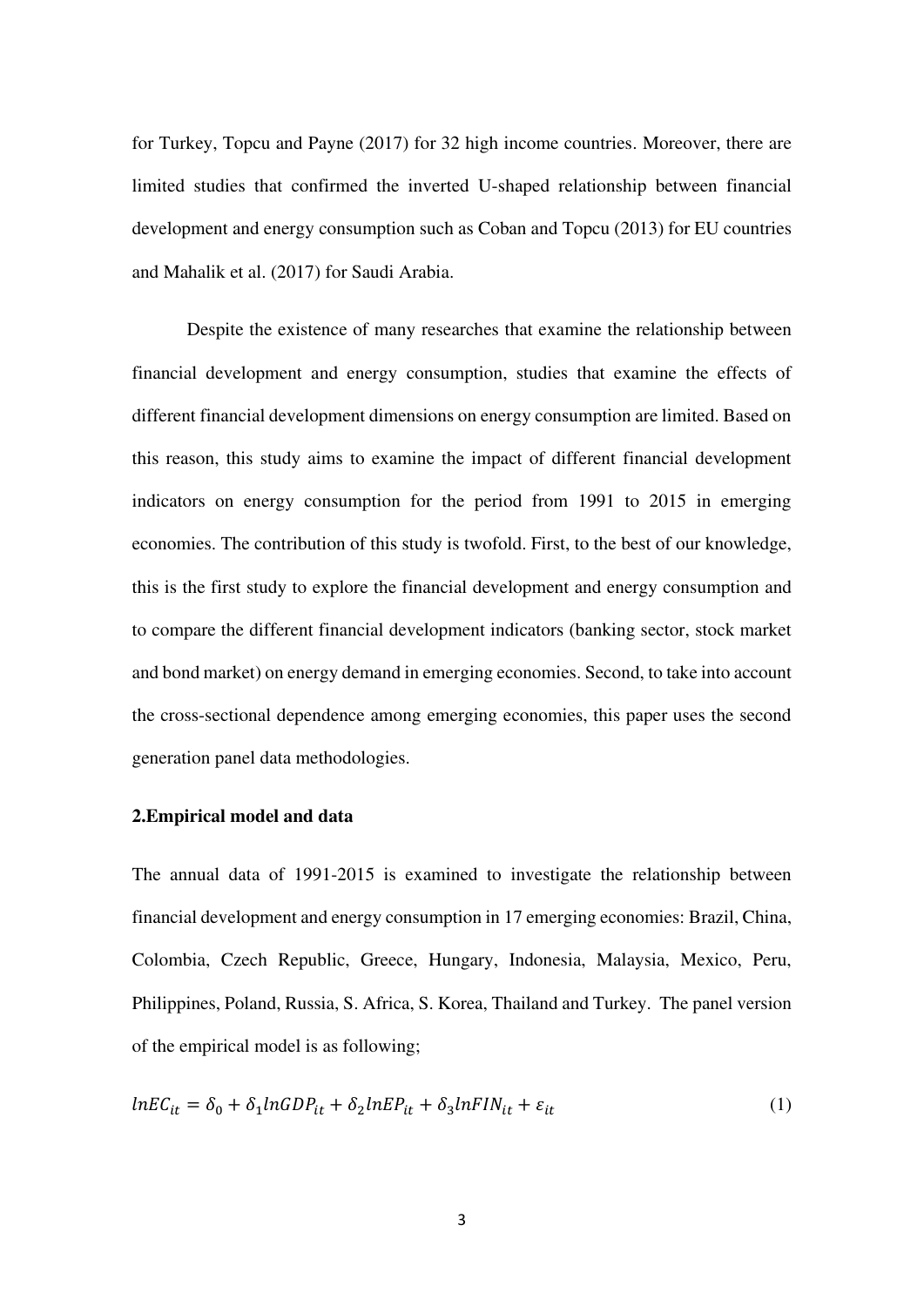for Turkey, Topcu and Payne (2017) for 32 high income countries. Moreover, there are limited studies that confirmed the inverted U-shaped relationship between financial development and energy consumption such as Coban and Topcu (2013) for EU countries and Mahalik et al. (2017) for Saudi Arabia.

Despite the existence of many researches that examine the relationship between financial development and energy consumption, studies that examine the effects of different financial development dimensions on energy consumption are limited. Based on this reason, this study aims to examine the impact of different financial development indicators on energy consumption for the period from 1991 to 2015 in emerging economies. The contribution of this study is twofold. First, to the best of our knowledge, this is the first study to explore the financial development and energy consumption and to compare the different financial development indicators (banking sector, stock market and bond market) on energy demand in emerging economies. Second, to take into account the cross-sectional dependence among emerging economies, this paper uses the second generation panel data methodologies.

## 2.Empirical model and data

The annual data of 1991-2015 is examined to investigate the relationship between financial development and energy consumption in 17 emerging economies: Brazil, China, Colombia, Czech Republic, Greece, Hungary, Indonesia, Malaysia, Mexico, Peru, Philippines, Poland, Russia, S. Africa, S. Korea, Thailand and Turkey. The panel version of the empirical model is as following;

$$lnEC_{it} = \delta_0 + \delta_1 lnGDP_{it} + \delta_2 lnEP_{it} + \delta_3 lnFIN_{it} + \varepsilon_{it} \tag{1}$$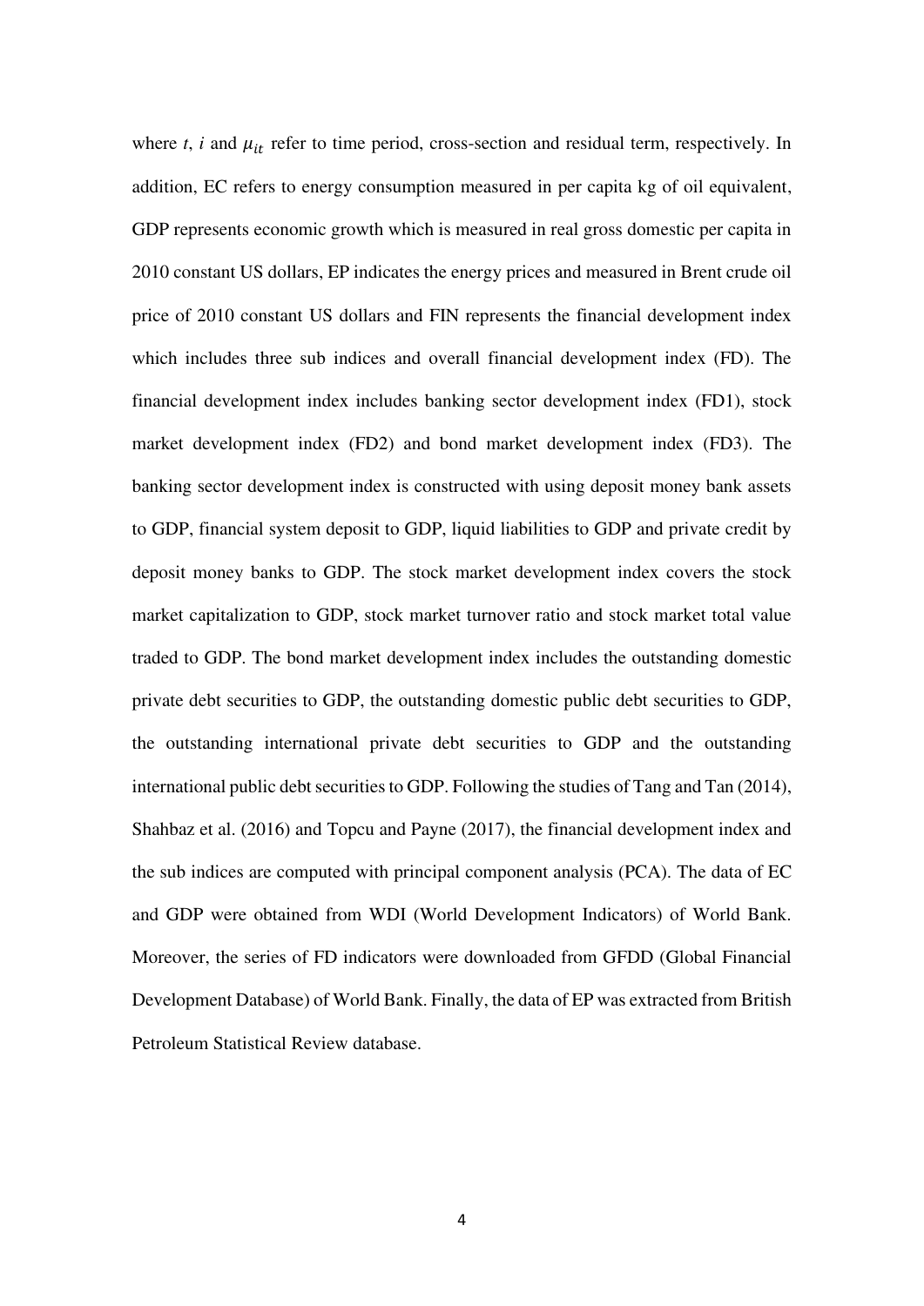where $t$, $i$ and $\mu_{it}$ refer to time period, cross-section and residual term, respectively. In addition, EC refers to energy consumption measured in per capita kg of oil equivalent, GDP represents economic growth which is measured in real gross domestic per capita in 2010 constant US dollars, EP indicates the energy prices and measured in Brent crude oil price of 2010 constant US dollars and FIN represents the financial development index which includes three sub indices and overall financial development index (FD). The financial development index includes banking sector development index (FD1), stock market development index (FD2) and bond market development index (FD3). The banking sector development index is constructed with using deposit money bank assets to GDP, financial system deposit to GDP, liquid liabilities to GDP and private credit by deposit money banks to GDP. The stock market development index covers the stock market capitalization to GDP, stock market turnover ratio and stock market total value traded to GDP. The bond market development index includes the outstanding domestic private debt securities to GDP, the outstanding domestic public debt securities to GDP, the outstanding international private debt securities to GDP and the outstanding international public debt securities to GDP. Following the studies of Tang and Tan (2014), Shahbaz et al. (2016) and Topcu and Payne (2017), the financial development index and the sub indices are computed with principal component analysis (PCA). The data of EC and GDP were obtained from WDI (World Development Indicators) of World Bank. Moreover, the series of FD indicators were downloaded from GFDD (Global Financial Development Database) of World Bank. Finally, the data of EP was extracted from British Petroleum Statistical Review database.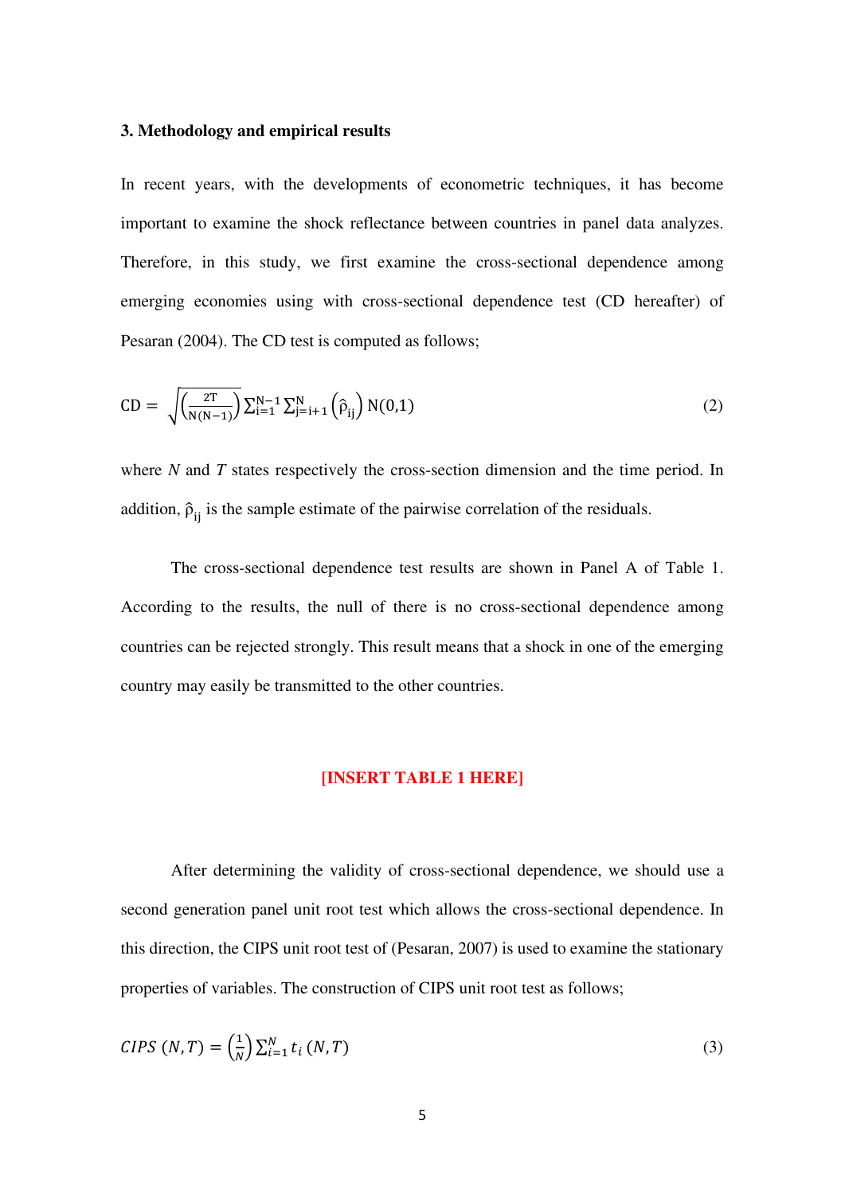### 3. Methodology and empirical results

In recent years, with the developments of econometric techniques, it has become important to examine the shock reflectance between countries in panel data analyzes. Therefore, in this study, we first examine the cross-sectional dependence among emerging economies using with cross-sectional dependence test (CD hereafter) of Pesaran (2004). The CD test is computed as follows;

$$\mathrm{CD} = \sqrt{\left(\frac{2\mathrm{T}}{\mathrm{N(N-1)}}\right)} \sum_{\mathrm{i=1}}^{\mathrm{N-1}} \sum_{\mathrm{j=i+1}}^{\mathrm{N}} \left(\hat{\rho}_{\mathrm{ij}}\right) \mathrm{N}(0,1) \tag{2}$$

where *N* and *T* states respectively the cross-section dimension and the time period. In addition, $\hat{\rho}_{ij}$ is the sample estimate of the pairwise correlation of the residuals.

The cross-sectional dependence test results are shown in Panel A of Table 1. According to the results, the null of there is no cross-sectional dependence among countries can be rejected strongly. This result means that a shock in one of the emerging country may easily be transmitted to the other countries.

**[INSERT TABLE 1 HERE]**

After determining the validity of cross-sectional dependence, we should use a second generation panel unit root test which allows the cross-sectional dependence. In this direction, the CIPS unit root test of (Pesaran, 2007) is used to examine the stationary properties of variables. The construction of CIPS unit root test as follows;

$$CIPS\ (N,T) = \left(\frac{1}{N}\right) \sum_{i=1}^{N} t_i\ (N,T) \tag{3}$$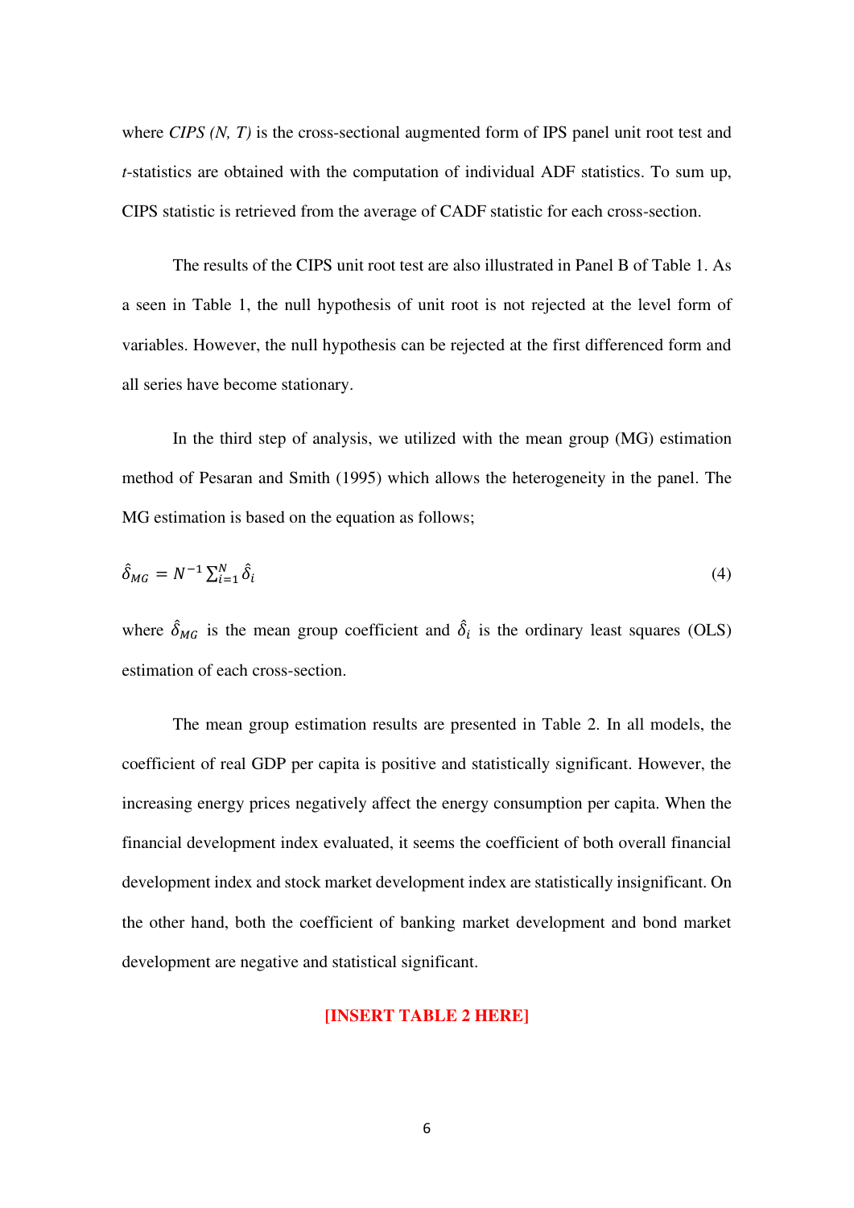where *CIPS (N, T)* is the cross-sectional augmented form of IPS panel unit root test and *t*-statistics are obtained with the computation of individual ADF statistics. To sum up, CIPS statistic is retrieved from the average of CADF statistic for each cross-section.

The results of the CIPS unit root test are also illustrated in Panel B of Table 1. As a seen in Table 1, the null hypothesis of unit root is not rejected at the level form of variables. However, the null hypothesis can be rejected at the first differenced form and all series have become stationary.

In the third step of analysis, we utilized with the mean group (MG) estimation method of Pesaran and Smith (1995) which allows the heterogeneity in the panel. The MG estimation is based on the equation as follows;

$$\hat{\delta}_{MG} = N^{-1} \sum_{i=1}^{N} \hat{\delta}_i \tag{4}$$

where $\hat{\delta}_{MG}$ is the mean group coefficient and $\hat{\delta}_i$ is the ordinary least squares (OLS) estimation of each cross-section.

The mean group estimation results are presented in Table 2. In all models, the coefficient of real GDP per capita is positive and statistically significant. However, the increasing energy prices negatively affect the energy consumption per capita. When the financial development index evaluated, it seems the coefficient of both overall financial development index and stock market development index are statistically insignificant. On the other hand, both the coefficient of banking market development and bond market development are negative and statistical significant.

**[INSERT TABLE 2 HERE]**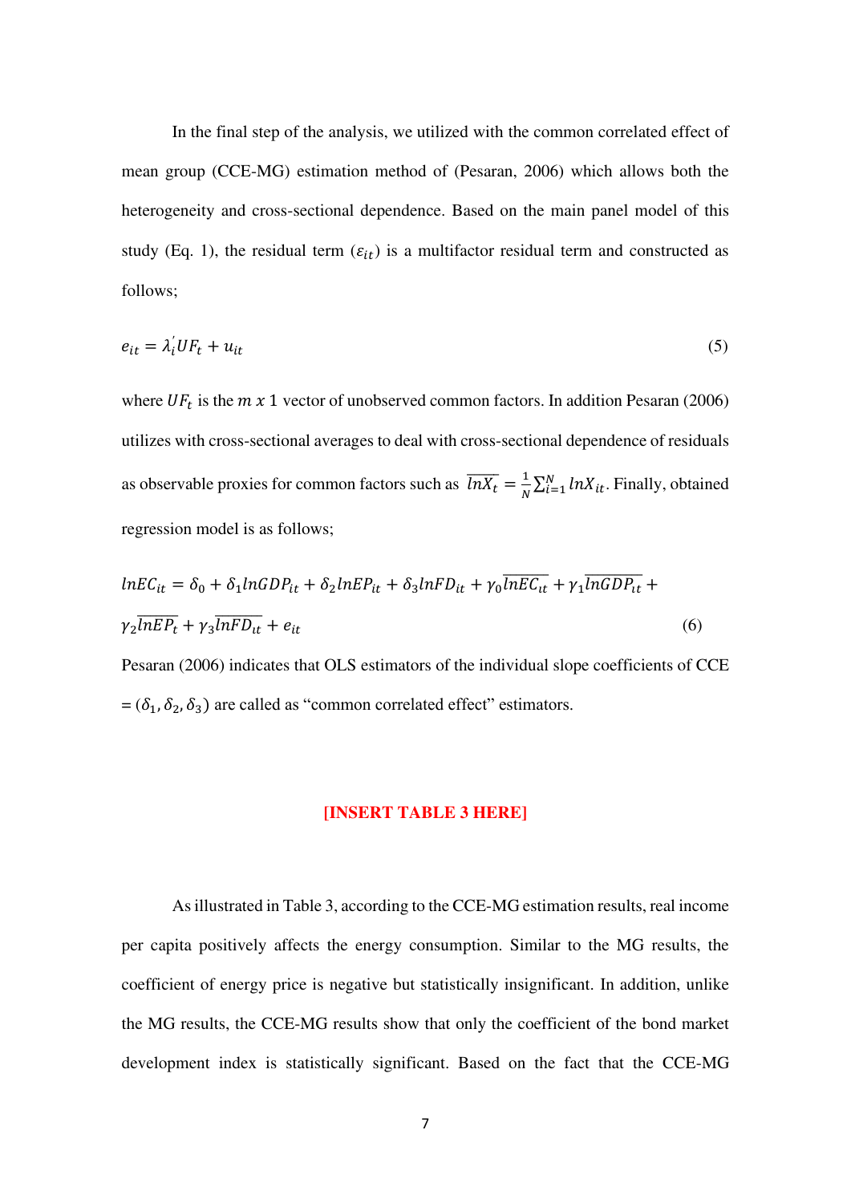In the final step of the analysis, we utilized with the common correlated effect of mean group (CCE-MG) estimation method of (Pesaran, 2006) which allows both the heterogeneity and cross-sectional dependence. Based on the main panel model of this study (Eq. 1), the residual term ($\varepsilon_{it}$) is a multifactor residual term and constructed as follows;

$$e_{it} = \lambda_i^{'} UF_t + u_{it} \tag{5}$$

where $UF_t$ is the $m \; x \; 1$ vector of unobserved common factors. In addition Pesaran (2006) utilizes with cross-sectional averages to deal with cross-sectional dependence of residuals as observable proxies for common factors such as $\overline{lnX_t} = \frac{1}{N}\sum_{i=1}^{N} lnX_{it}$. Finally, obtained regression model is as follows;

$$lnEC_{it} = \delta_0 + \delta_1 lnGDP_{it} + \delta_2 lnEP_{it} + \delta_3 lnFD_{it} + \gamma_0 \overline{lnEC_{it}} + \gamma_1 \overline{lnGDP_{it}} + \gamma_2 \overline{lnEP_t} + \gamma_3 \overline{lnFD_{it}} + e_{it} \tag{6}$$

Pesaran (2006) indicates that OLS estimators of the individual slope coefficients of CCE = $(\delta_1, \delta_2, \delta_3)$ are called as "common correlated effect" estimators.

**[INSERT TABLE 3 HERE]**

As illustrated in Table 3, according to the CCE-MG estimation results, real income per capita positively affects the energy consumption. Similar to the MG results, the coefficient of energy price is negative but statistically insignificant. In addition, unlike the MG results, the CCE-MG results show that only the coefficient of the bond market development index is statistically significant. Based on the fact that the CCE-MG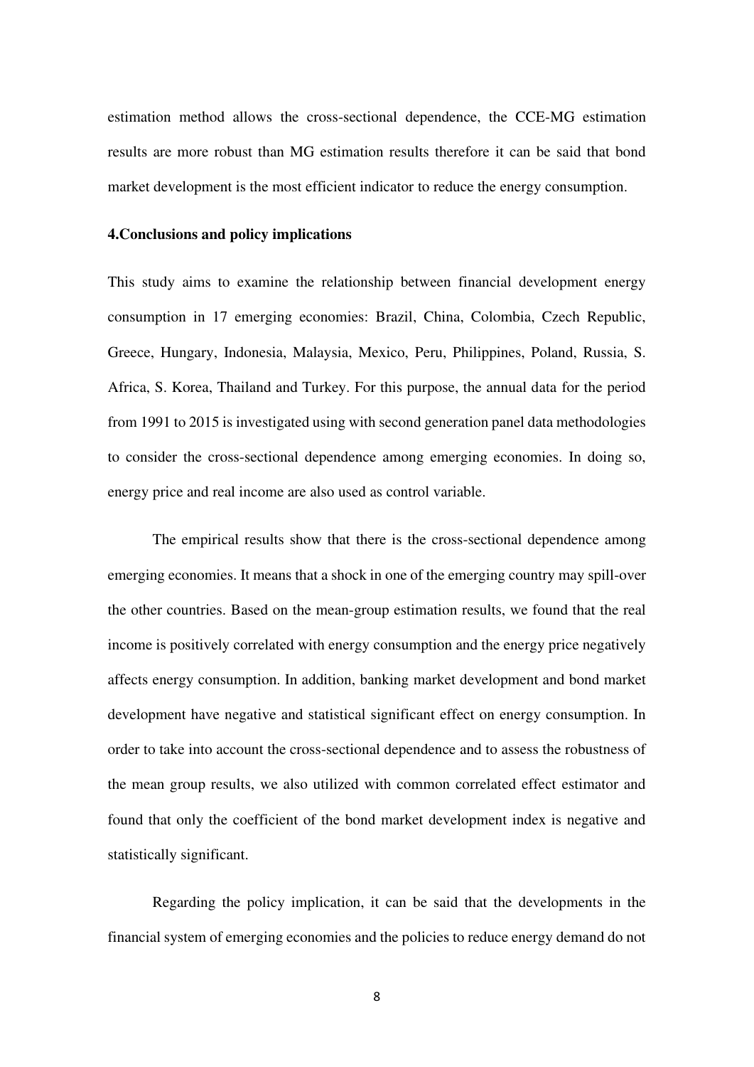estimation method allows the cross-sectional dependence, the CCE-MG estimation results are more robust than MG estimation results therefore it can be said that bond market development is the most efficient indicator to reduce the energy consumption.

### 4.Conclusions and policy implications

This study aims to examine the relationship between financial development energy consumption in 17 emerging economies: Brazil, China, Colombia, Czech Republic, Greece, Hungary, Indonesia, Malaysia, Mexico, Peru, Philippines, Poland, Russia, S. Africa, S. Korea, Thailand and Turkey. For this purpose, the annual data for the period from 1991 to 2015 is investigated using with second generation panel data methodologies to consider the cross-sectional dependence among emerging economies. In doing so, energy price and real income are also used as control variable.

The empirical results show that there is the cross-sectional dependence among emerging economies. It means that a shock in one of the emerging country may spill-over the other countries. Based on the mean-group estimation results, we found that the real income is positively correlated with energy consumption and the energy price negatively affects energy consumption. In addition, banking market development and bond market development have negative and statistical significant effect on energy consumption. In order to take into account the cross-sectional dependence and to assess the robustness of the mean group results, we also utilized with common correlated effect estimator and found that only the coefficient of the bond market development index is negative and statistically significant.

Regarding the policy implication, it can be said that the developments in the financial system of emerging economies and the policies to reduce energy demand do not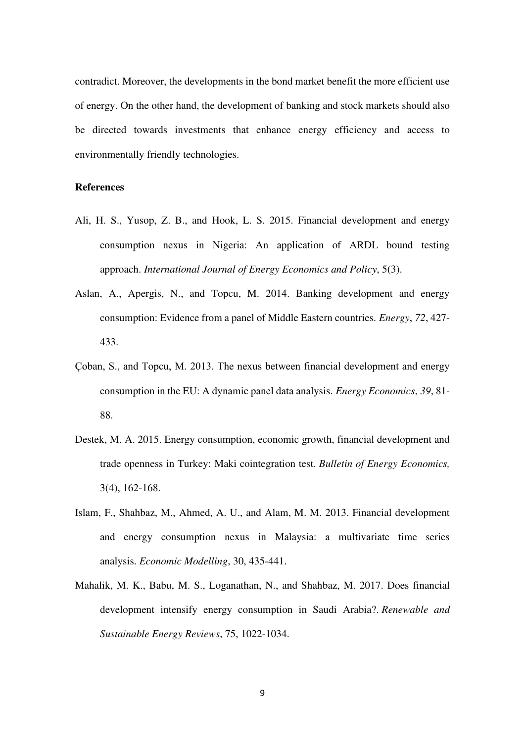contradict. Moreover, the developments in the bond market benefit the more efficient use of energy. On the other hand, the development of banking and stock markets should also be directed towards investments that enhance energy efficiency and access to environmentally friendly technologies.

**References**

Ali, H. S., Yusop, Z. B., and Hook, L. S. 2015. Financial development and energy consumption nexus in Nigeria: An application of ARDL bound testing approach. *International Journal of Energy Economics and Policy*, 5(3).

Aslan, A., Apergis, N., and Topcu, M. 2014. Banking development and energy consumption: Evidence from a panel of Middle Eastern countries. *Energy*, *72*, 427-433.

Çoban, S., and Topcu, M. 2013. The nexus between financial development and energy consumption in the EU: A dynamic panel data analysis. *Energy Economics*, *39*, 81-88.

Destek, M. A. 2015. Energy consumption, economic growth, financial development and trade openness in Turkey: Maki cointegration test. *Bulletin of Energy Economics,* 3(4), 162-168.

Islam, F., Shahbaz, M., Ahmed, A. U., and Alam, M. M. 2013. Financial development and energy consumption nexus in Malaysia: a multivariate time series analysis. *Economic Modelling*, 30, 435-441.

Mahalik, M. K., Babu, M. S., Loganathan, N., and Shahbaz, M. 2017. Does financial development intensify energy consumption in Saudi Arabia?. *Renewable and Sustainable Energy Reviews*, 75, 1022-1034.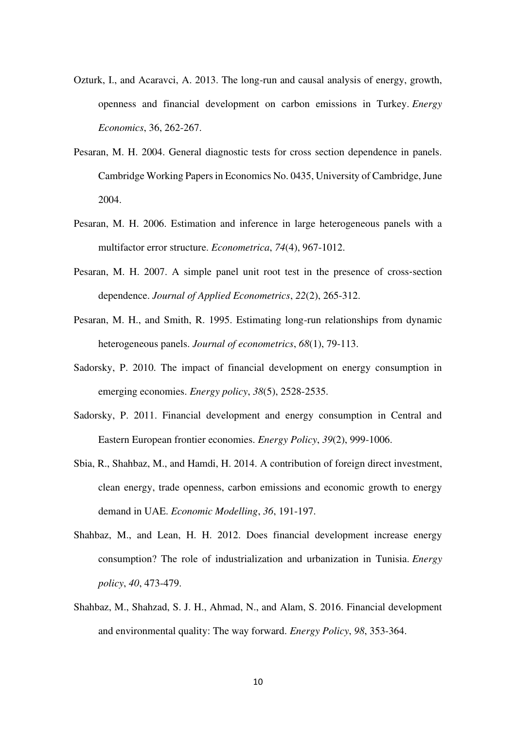Ozturk, I., and Acaravci, A. 2013. The long-run and causal analysis of energy, growth, openness and financial development on carbon emissions in Turkey. *Energy Economics*, 36, 262-267.

Pesaran, M. H. 2004. General diagnostic tests for cross section dependence in panels. Cambridge Working Papers in Economics No. 0435, University of Cambridge, June 2004.

Pesaran, M. H. 2006. Estimation and inference in large heterogeneous panels with a multifactor error structure. *Econometrica*, *74*(4), 967-1012.

Pesaran, M. H. 2007. A simple panel unit root test in the presence of cross-section dependence. *Journal of Applied Econometrics*, *22*(2), 265-312.

Pesaran, M. H., and Smith, R. 1995. Estimating long-run relationships from dynamic heterogeneous panels. *Journal of econometrics*, *68*(1), 79-113.

Sadorsky, P. 2010. The impact of financial development on energy consumption in emerging economies. *Energy policy*, *38*(5), 2528-2535.

Sadorsky, P. 2011. Financial development and energy consumption in Central and Eastern European frontier economies. *Energy Policy*, *39*(2), 999-1006.

Sbia, R., Shahbaz, M., and Hamdi, H. 2014. A contribution of foreign direct investment, clean energy, trade openness, carbon emissions and economic growth to energy demand in UAE. *Economic Modelling*, *36*, 191-197.

Shahbaz, M., and Lean, H. H. 2012. Does financial development increase energy consumption? The role of industrialization and urbanization in Tunisia. *Energy policy*, *40*, 473-479.

Shahbaz, M., Shahzad, S. J. H., Ahmad, N., and Alam, S. 2016. Financial development and environmental quality: The way forward. *Energy Policy*, *98*, 353-364.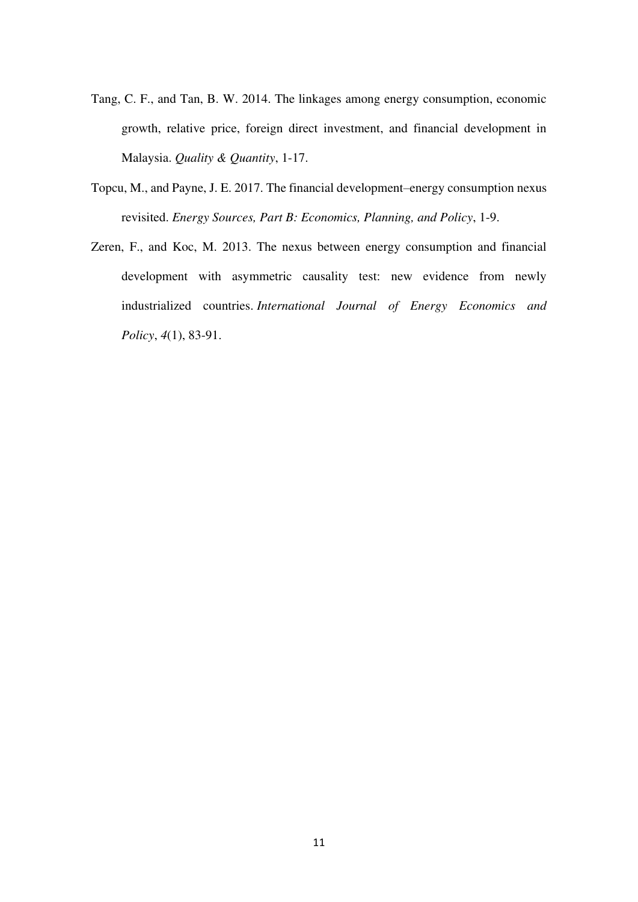Tang, C. F., and Tan, B. W. 2014. The linkages among energy consumption, economic growth, relative price, foreign direct investment, and financial development in Malaysia. *Quality & Quantity*, 1-17.

Topcu, M., and Payne, J. E. 2017. The financial development–energy consumption nexus revisited. *Energy Sources, Part B: Economics, Planning, and Policy*, 1-9.

Zeren, F., and Koc, M. 2013. The nexus between energy consumption and financial development with asymmetric causality test: new evidence from newly industrialized countries. *International Journal of Energy Economics and Policy*, *4*(1), 83-91.